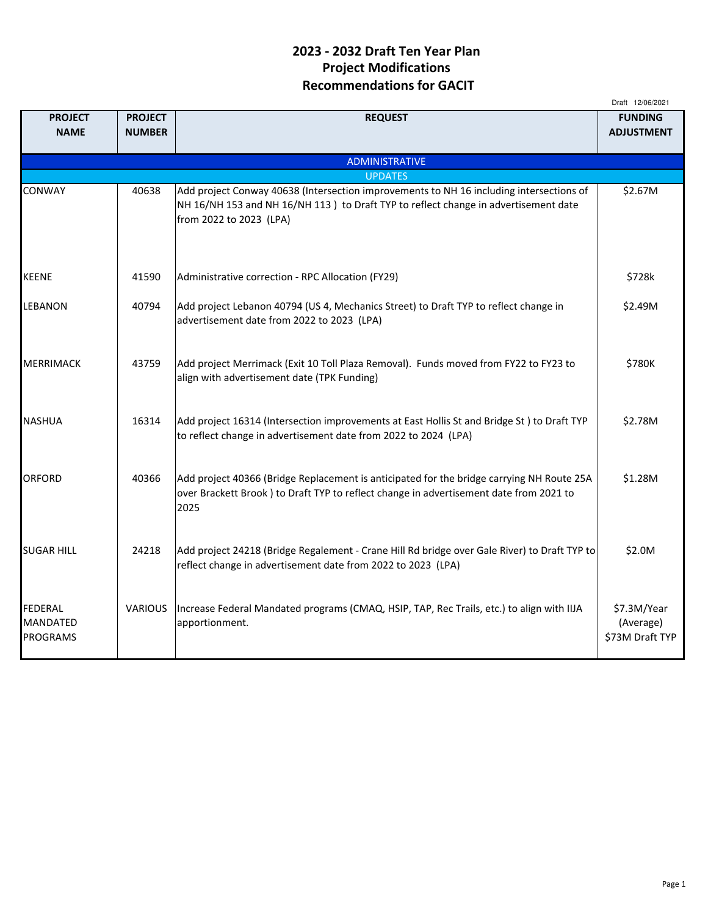# 2023 - 2032 Draft Ten Year Plan
# Project Modifications
# Recommendations for GACIT

Draft 12/06/2021

| PROJECT NAME | PROJECT NUMBER | REQUEST | FUNDING ADJUSTMENT |
|---|---|---|---|
| | | ADMINISTRATIVE | |
| | | UPDATES | |
| CONWAY | 40638 | Add project Conway 40638 (Intersection improvements to NH 16 including intersections of NH 16/NH 153 and NH 16/NH 113 ) to Draft TYP to reflect change in advertisement date from 2022 to 2023 (LPA) | $2.67M |
| KEENE | 41590 | Administrative correction - RPC Allocation (FY29) | $728k |
| LEBANON | 40794 | Add project Lebanon 40794 (US 4, Mechanics Street) to Draft TYP to reflect change in advertisement date from 2022 to 2023 (LPA) | $2.49M |
| MERRIMACK | 43759 | Add project Merrimack (Exit 10 Toll Plaza Removal). Funds moved from FY22 to FY23 to align with advertisement date (TPK Funding) | $780K |
| NASHUA | 16314 | Add project 16314 (Intersection improvements at East Hollis St and Bridge St ) to Draft TYP to reflect change in advertisement date from 2022 to 2024 (LPA) | $2.78M |
| ORFORD | 40366 | Add project 40366 (Bridge Replacement is anticipated for the bridge carrying NH Route 25A over Brackett Brook ) to Draft TYP to reflect change in advertisement date from 2021 to 2025 | $1.28M |
| SUGAR HILL | 24218 | Add project 24218 (Bridge Regalement - Crane Hill Rd bridge over Gale River) to Draft TYP to reflect change in advertisement date from 2022 to 2023 (LPA) | $2.0M |
| FEDERAL MANDATED PROGRAMS | VARIOUS | Increase Federal Mandated programs (CMAQ, HSIP, TAP, Rec Trails, etc.) to align with IIJA apportionment. | $7.3M/Year (Average) $73M Draft TYP |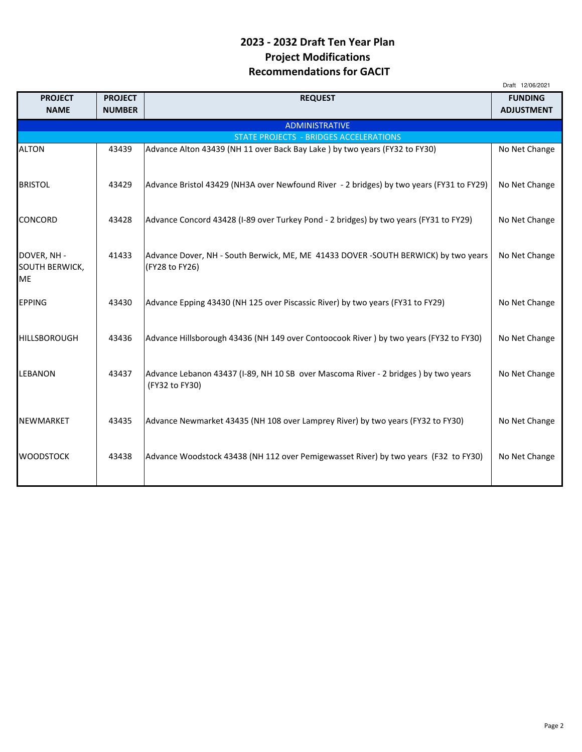# 2023 - 2032 Draft Ten Year Plan
## Project Modifications
## Recommendations for GACIT

Draft 12/06/2021

| PROJECT NAME | PROJECT NUMBER | REQUEST | FUNDING ADJUSTMENT |
|---|---|---|---|
| ADMINISTRATIVE | | | |
| STATE PROJECTS - BRIDGES ACCELERATIONS | | | |
| ALTON | 43439 | Advance Alton 43439 (NH 11 over Back Bay Lake ) by two years (FY32 to FY30) | No Net Change |
| BRISTOL | 43429 | Advance Bristol 43429 (NH3A over Newfound River - 2 bridges) by two years (FY31 to FY29) | No Net Change |
| CONCORD | 43428 | Advance Concord 43428 (I-89 over Turkey Pond - 2 bridges) by two years (FY31 to FY29) | No Net Change |
| DOVER, NH - SOUTH BERWICK, ME | 41433 | Advance Dover, NH - South Berwick, ME, ME 41433 DOVER -SOUTH BERWICK) by two years (FY28 to FY26) | No Net Change |
| EPPING | 43430 | Advance Epping 43430 (NH 125 over Piscassic River) by two years (FY31 to FY29) | No Net Change |
| HILLSBOROUGH | 43436 | Advance Hillsborough 43436 (NH 149 over Contoocook River ) by two years (FY32 to FY30) | No Net Change |
| LEBANON | 43437 | Advance Lebanon 43437 (I-89, NH 10 SB over Mascoma River - 2 bridges ) by two years (FY32 to FY30) | No Net Change |
| NEWMARKET | 43435 | Advance Newmarket 43435 (NH 108 over Lamprey River) by two years (FY32 to FY30) | No Net Change |
| WOODSTOCK | 43438 | Advance Woodstock 43438 (NH 112 over Pemigewasset River) by two years (F32 to FY30) | No Net Change |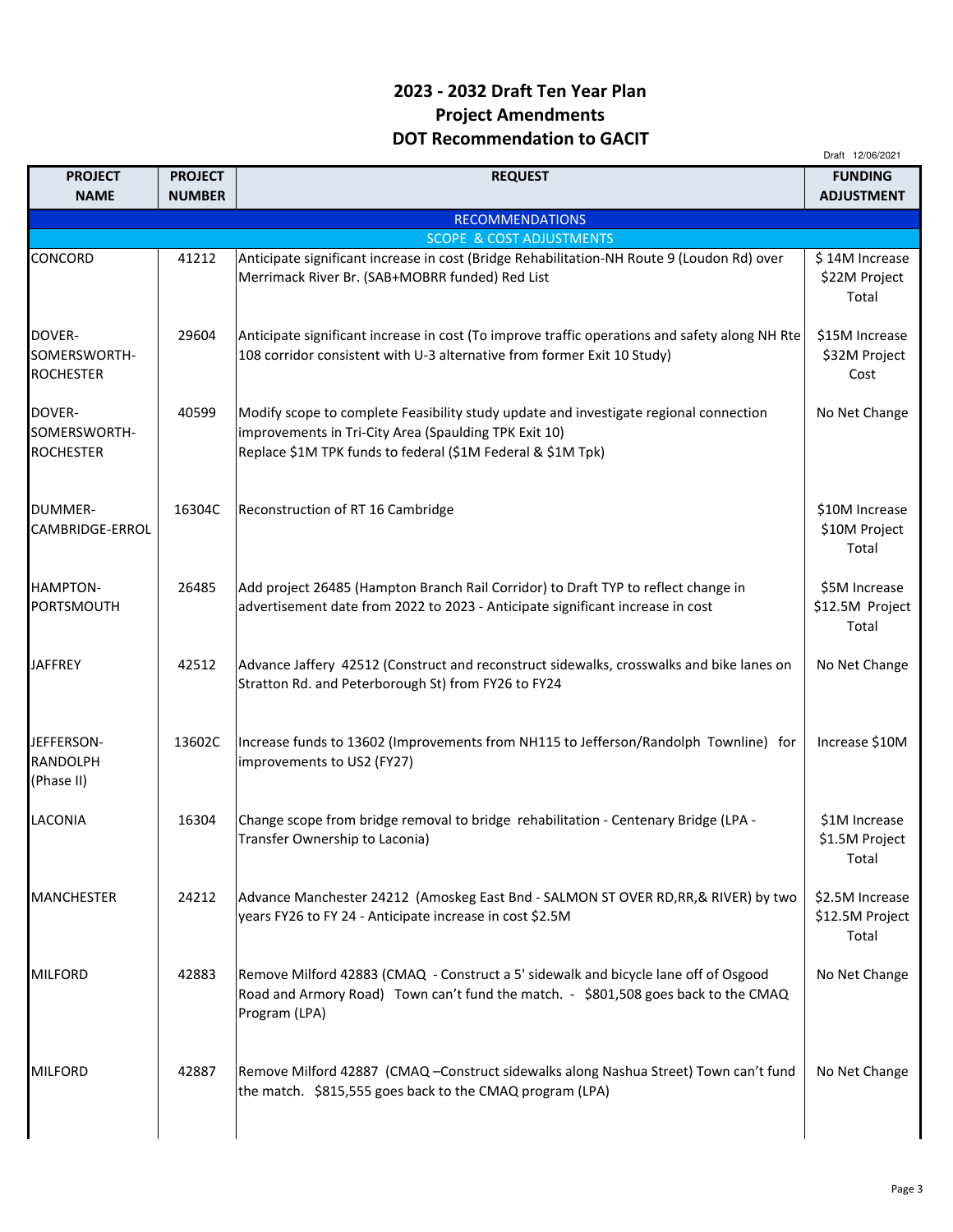# 2023 - 2032 Draft Ten Year Plan
## Project Amendments
## DOT Recommendation to GACIT

Draft 12/06/2021

| PROJECT NAME | PROJECT NUMBER | REQUEST | FUNDING ADJUSTMENT |
|---|---|---|---|
| | | RECOMMENDATIONS | |
| | | SCOPE & COST ADJUSTMENTS | |
| CONCORD | 41212 | Anticipate significant increase in cost (Bridge Rehabilitation-NH Route 9 (Loudon Rd) over Merrimack River Br. (SAB+MOBRR funded) Red List | $ 14M Increase $22M Project Total |
| DOVER-SOMERSWORTH-ROCHESTER | 29604 | Anticipate significant increase in cost (To improve traffic operations and safety along NH Rte 108 corridor consistent with U-3 alternative from former Exit 10 Study) | $15M Increase $32M Project Cost |
| DOVER-SOMERSWORTH-ROCHESTER | 40599 | Modify scope to complete Feasibility study update and investigate regional connection improvements in Tri-City Area (Spaulding TPK Exit 10)<br>Replace $1M TPK funds to federal ($1M Federal & $1M Tpk) | No Net Change |
| DUMMER-CAMBRIDGE-ERROL | 16304C | Reconstruction of RT 16 Cambridge | $10M Increase $10M Project Total |
| HAMPTON-PORTSMOUTH | 26485 | Add project 26485 (Hampton Branch Rail Corridor) to Draft TYP to reflect change in advertisement date from 2022 to 2023 - Anticipate significant increase in cost | $5M Increase $12.5M Project Total |
| JAFFREY | 42512 | Advance Jaffery 42512 (Construct and reconstruct sidewalks, crosswalks and bike lanes on Stratton Rd. and Peterborough St) from FY26 to FY24 | No Net Change |
| JEFFERSON-RANDOLPH (Phase II) | 13602C | Increase funds to 13602 (Improvements from NH115 to Jefferson/Randolph Townline) for improvements to US2 (FY27) | Increase $10M |
| LACONIA | 16304 | Change scope from bridge removal to bridge rehabilitation - Centenary Bridge (LPA - Transfer Ownership to Laconia) | $1M Increase $1.5M Project Total |
| MANCHESTER | 24212 | Advance Manchester 24212 (Amoskeg East Bnd - SALMON ST OVER RD,RR,& RIVER) by two years FY26 to FY 24 - Anticipate increase in cost $2.5M | $2.5M Increase $12.5M Project Total |
| MILFORD | 42883 | Remove Milford 42883 (CMAQ - Construct a 5' sidewalk and bicycle lane off of Osgood Road and Armory Road) Town can't fund the match. - $801,508 goes back to the CMAQ Program (LPA) | No Net Change |
| MILFORD | 42887 | Remove Milford 42887 (CMAQ –Construct sidewalks along Nashua Street) Town can't fund the match. $815,555 goes back to the CMAQ program (LPA) | No Net Change |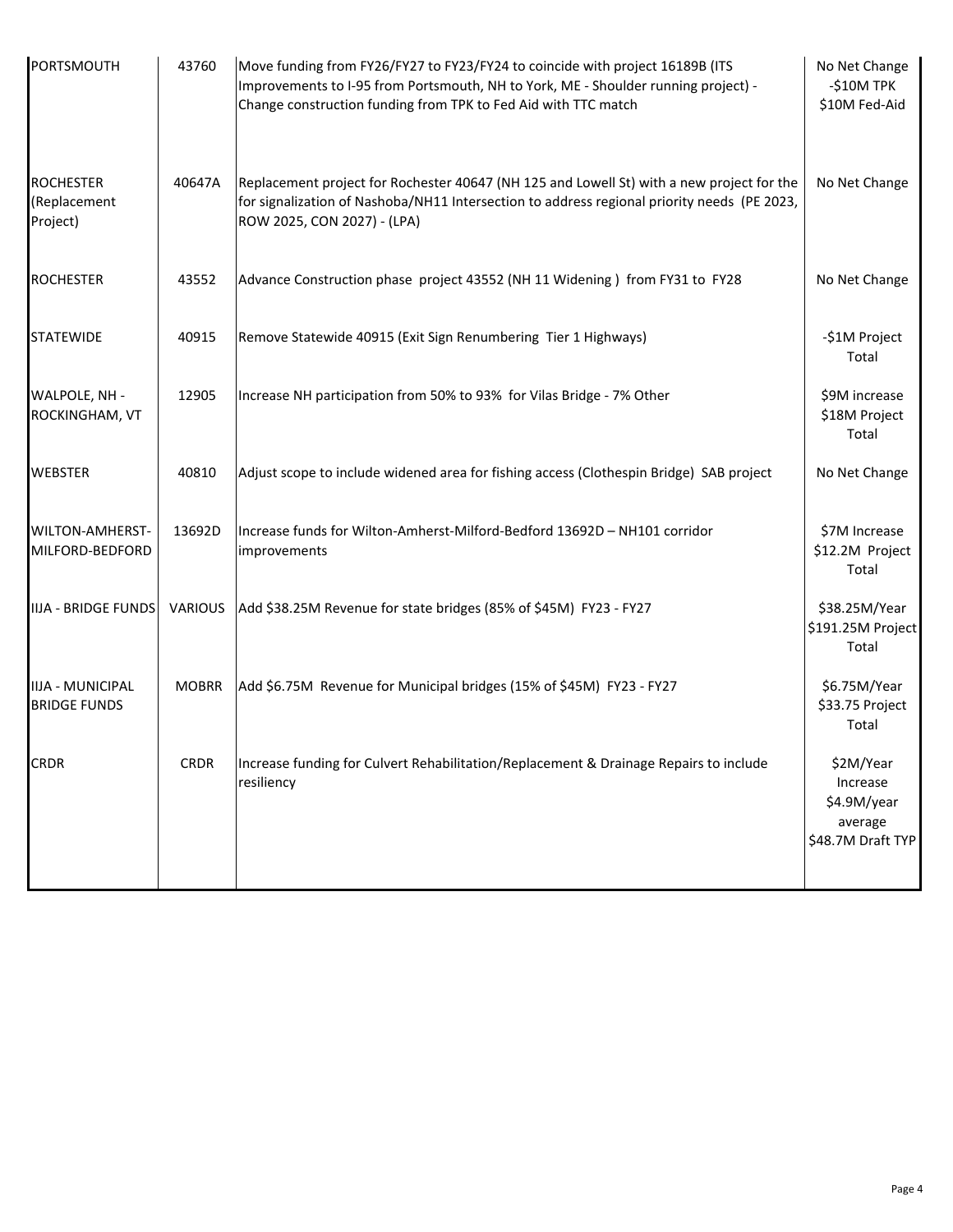| | | | |
|---|---|---|---|
| PORTSMOUTH | 43760 | Move funding from FY26/FY27 to FY23/FY24 to coincide with project 16189B (ITS Improvements to I-95 from Portsmouth, NH to York, ME - Shoulder running project) - Change construction funding from TPK to Fed Aid with TTC match | No Net Change -$10M TPK $10M Fed-Aid |
| ROCHESTER (Replacement Project) | 40647A | Replacement project for Rochester 40647 (NH 125 and Lowell St) with a new project for the for signalization of Nashoba/NH11 Intersection to address regional priority needs (PE 2023, ROW 2025, CON 2027) - (LPA) | No Net Change |
| ROCHESTER | 43552 | Advance Construction phase project 43552 (NH 11 Widening ) from FY31 to FY28 | No Net Change |
| STATEWIDE | 40915 | Remove Statewide 40915 (Exit Sign Renumbering Tier 1 Highways) | -$1M Project Total |
| WALPOLE, NH - ROCKINGHAM, VT | 12905 | Increase NH participation from 50% to 93% for Vilas Bridge - 7% Other | $9M increase $18M Project Total |
| WEBSTER | 40810 | Adjust scope to include widened area for fishing access (Clothespin Bridge) SAB project | No Net Change |
| WILTON-AMHERST-MILFORD-BEDFORD | 13692D | Increase funds for Wilton-Amherst-Milford-Bedford 13692D – NH101 corridor improvements | $7M Increase $12.2M Project Total |
| IIJA - BRIDGE FUNDS | VARIOUS | Add $38.25M Revenue for state bridges (85% of $45M) FY23 - FY27 | $38.25M/Year $191.25M Project Total |
| IIJA - MUNICIPAL BRIDGE FUNDS | MOBRR | Add $6.75M Revenue for Municipal bridges (15% of $45M) FY23 - FY27 | $6.75M/Year $33.75 Project Total |
| CRDR | CRDR | Increase funding for Culvert Rehabilitation/Replacement & Drainage Repairs to include resiliency | $2M/Year Increase $4.9M/year average $48.7M Draft TYP |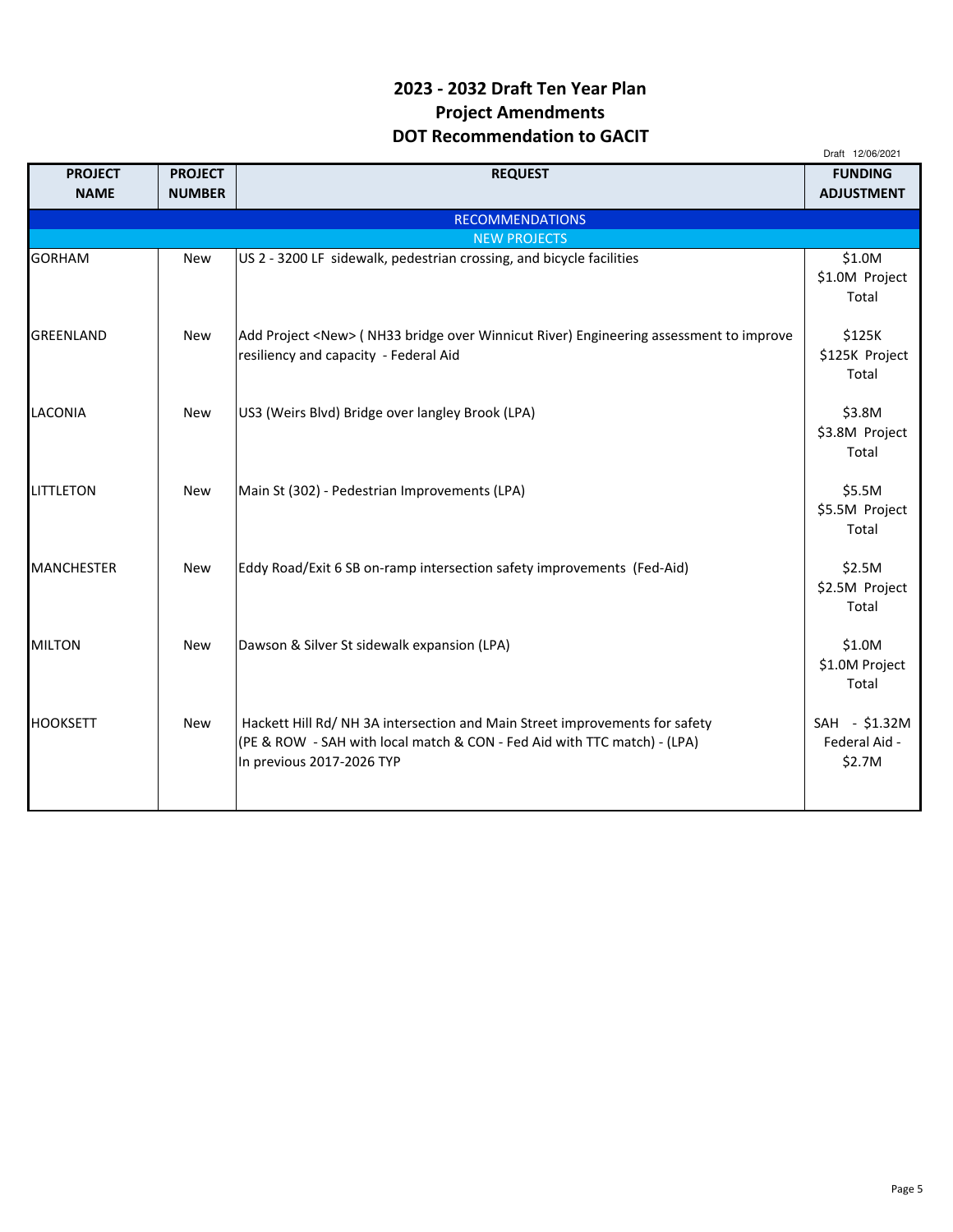# 2023 - 2032 Draft Ten Year Plan
## Project Amendments
## DOT Recommendation to GACIT

Draft 12/06/2021

| PROJECT NAME | PROJECT NUMBER | REQUEST | FUNDING ADJUSTMENT |
|---|---|---|---|
| | | RECOMMENDATIONS | |
| | | NEW PROJECTS | |
| GORHAM | New | US 2 - 3200 LF sidewalk, pedestrian crossing, and bicycle facilities | \$1.0M \$1.0M Project Total |
| GREENLAND | New | Add Project <New> ( NH33 bridge over Winnicut River) Engineering assessment to improve resiliency and capacity - Federal Aid | \$125K \$125K Project Total |
| LACONIA | New | US3 (Weirs Blvd) Bridge over langley Brook (LPA) | \$3.8M \$3.8M Project Total |
| LITTLETON | New | Main St (302) - Pedestrian Improvements (LPA) | \$5.5M \$5.5M Project Total |
| MANCHESTER | New | Eddy Road/Exit 6 SB on-ramp intersection safety improvements (Fed-Aid) | \$2.5M \$2.5M Project Total |
| MILTON | New | Dawson & Silver St sidewalk expansion (LPA) | \$1.0M \$1.0M Project Total |
| HOOKSETT | New | Hackett Hill Rd/ NH 3A intersection and Main Street improvements for safety (PE & ROW - SAH with local match & CON - Fed Aid with TTC match) - (LPA) In previous 2017-2026 TYP | SAH - \$1.32M Federal Aid - \$2.7M |